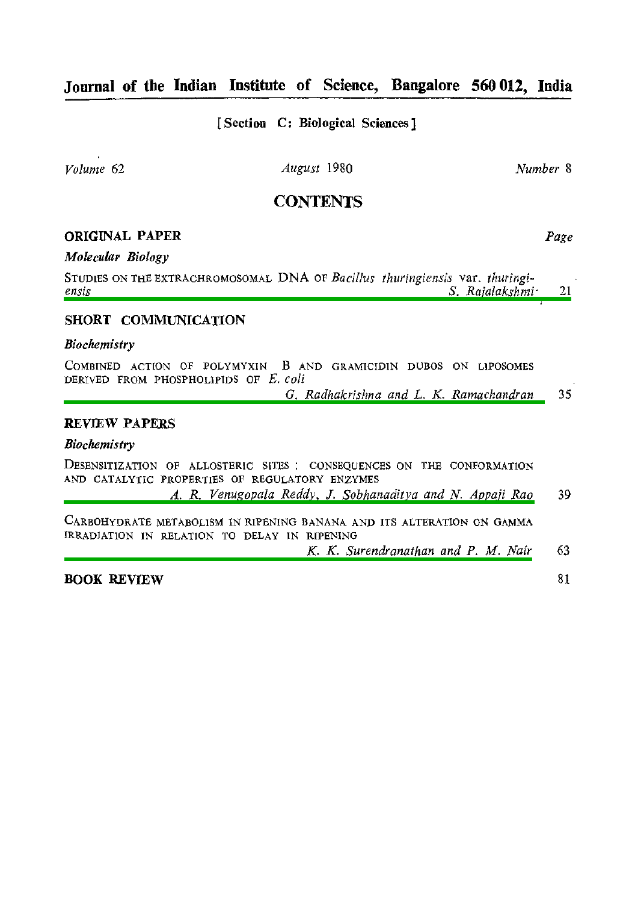# Journal of the Indian Institute of Science, Bangalore 560 012, India

[Section C: Biological Sciences]

*Volume* 62 *August* 1980 *Number* 8

## CONTENTS

| | Page |
|---|---|
| **ORIGINAL PAPER** | |
| ***Molecular Biology*** | |
| STUDIES ON THE EXTRACHROMOSOMAL DNA OF *Bacillus thuringiensis* var. *thuringiensis* — *S. Rajalakshmi* | 21 |
| **SHORT COMMUNICATION** | |
| ***Biochemistry*** | |
| COMBINED ACTION OF POLYMYXIN B AND GRAMICIDIN DUBOS ON LIPOSOMES DERIVED FROM PHOSPHOLIPIDS OF *E. coli* — *G. Radhakrishna and L. K. Ramachandran* | 35 |
| **REVIEW PAPERS** | |
| ***Biochemistry*** | |
| DESENSITIZATION OF ALLOSTERIC SITES : CONSEQUENCES ON THE CONFORMATION AND CATALYTIC PROPERTIES OF REGULATORY ENZYMES — *A. R. Venugopala Reddy, J. Sobhanaditya and N. Appaji Rao* | 39 |
| CARBOHYDRATE METABOLISM IN RIPENING BANANA AND ITS ALTERATION ON GAMMA IRRADIATION IN RELATION TO DELAY IN RIPENING — *K. K. Surendranathan and P. M. Nair* | 63 |
| **BOOK REVIEW** | 81 |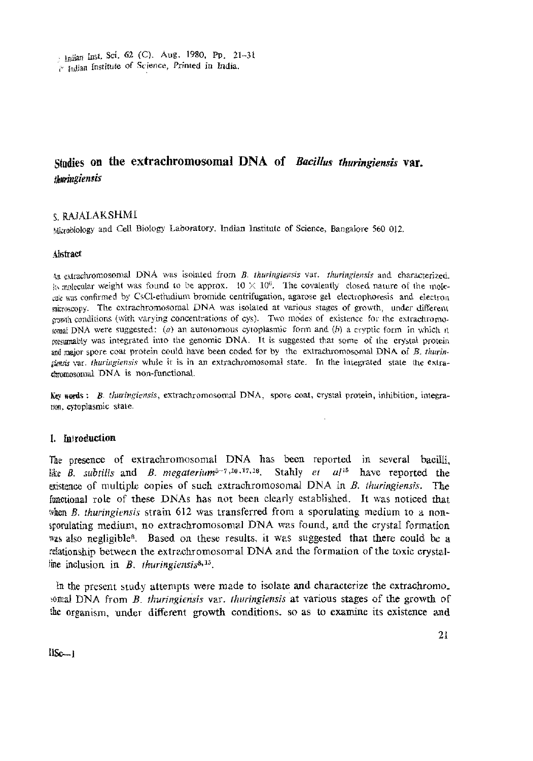# Studies on the extrachromosomal DNA of *Bacillus thuringiensis* var. *thuringiensis*

S. RAJALAKSHMI

Microbiology and Cell Biology Laboratory, Indian Institute of Science, Bangalore 560 012.

## Abstract

An extrachromosomal DNA was isolated from *B. thuringiensis* var. *thuringiensis* and characterized. Its molecular weight was found to be approx. $10 \times 10^6$. The covalently closed nature of the molecule was confirmed by CsCl-ethidium bromide centrifugation, agarose gel electrophoresis and electron microscopy. The extrachromosomal DNA was isolated at various stages of growth, under different growth conditions (with varying concentrations of cys). Two modes of existence for the extrachromosomal DNA were suggested: (*a*) an autonomous cytoplasmic form and (*b*) a cryptic form in which it presumably was integrated into the genomic DNA. It is suggested that some of the crystal protein and major spore coat protein could have been coded for by the extrachromosomal DNA of *B. thuringiensis* var. *thuringiensis* while it is in an extrachromosomal state. In the integrated state the extrachromosomal DNA is non-functional.

**Key words:** *B. thuringiensis*, extrachromosomal DNA, spore coat, crystal protein, inhibition, integration, cytoplasmic state.

## 1. Introduction

The presence of extrachromosomal DNA has been reported in several bacilli, like *B. subtilis* and *B. megaterium*[5-7,10,17,18]. Stahly *et al*[15] have reported the existence of multiple copies of such extrachromosomal DNA in *B. thuringiensis*. The functional role of these DNAs has not been clearly established. It was noticed that when *B. thuringiensis* strain 612 was transferred from a sporulating medium to a non-sporulating medium, no extrachromosomal DNA was found, and the crystal formation was also negligible[8]. Based on these results, it was suggested that there could be a relationship between the extrachromosomal DNA and the formation of the toxic crystalline inclusion in *B. thuringiensis*[8,15].

In the present study attempts were made to isolate and characterize the extrachromosomal DNA from *B. thuringiensis* var. *thuringiensis* at various stages of the growth of the organism, under different growth conditions, so as to examine its existence and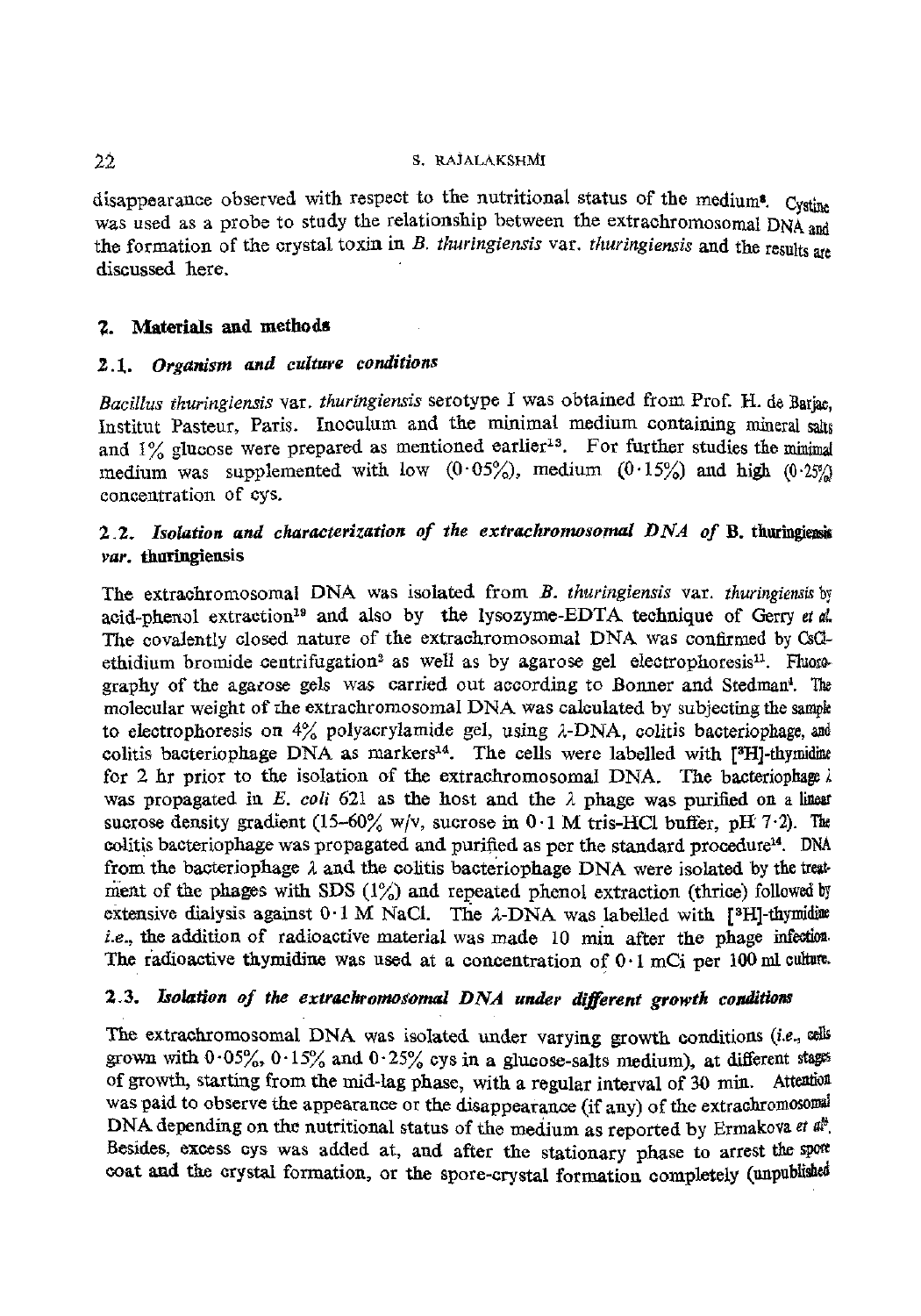disappearance observed with respect to the nutritional status of the medium[8]. Cystine was used as a probe to study the relationship between the extrachromosomal DNA and the formation of the crystal toxin in *B. thuringiensis* var. *thuringiensis* and the results are discussed here.

## 2. Materials and methods

### 2.1. *Organism and culture conditions*

*Bacillus thuringiensis* var. *thuringiensis* serotype I was obtained from Prof. H. de Barjac, Institut Pasteur, Paris. Inoculum and the minimal medium containing mineral salts and 1% glucose were prepared as mentioned earlier[13]. For further studies the minimal medium was supplemented with low (0·05%), medium (0·15%) and high (0·25%) concentration of cys.

### 2.2. *Isolation and characterization of the extrachromosomal DNA of* **B. thuringiensis** *var.* **thuringiensis**

The extrachromosomal DNA was isolated from *B. thuringiensis* var. *thuringiensis* by acid-phenol extraction[18] and also by the lysozyme-EDTA technique of Gerry *et al.* The covalently closed nature of the extrachromosomal DNA was confirmed by CsCl-ethidium bromide centrifugation[2] as well as by agarose gel electrophoresis[11]. Fluorography of the agarose gels was carried out according to Bonner and Stedman[1]. The molecular weight of the extrachromosomal DNA was calculated by subjecting the sample to electrophoresis on 4% polyacrylamide gel, using $\lambda$-DNA, colitis bacteriophage, and colitis bacteriophage DNA as markers[14]. The cells were labelled with [$^3$H]-thymidine for 2 hr prior to the isolation of the extrachromosomal DNA. The bacteriophage $\lambda$ was propagated in *E. coli* 621 as the host and the $\lambda$ phage was purified on a linear sucrose density gradient (15–60% w/v, sucrose in 0·1 M tris-HCl buffer, pH 7·2). The colitis bacteriophage was propagated and purified as per the standard procedure[14]. DNA from the bacteriophage $\lambda$ and the colitis bacteriophage DNA were isolated by the treatment of the phages with SDS (1%) and repeated phenol extraction (thrice) followed by extensive dialysis against 0·1 M NaCl. The $\lambda$-DNA was labelled with [$^3$H]-thymidine *i.e.*, the addition of radioactive material was made 10 min after the phage infection. The radioactive thymidine was used at a concentration of 0·1 mCi per 100 ml culture.

### 2.3. *Isolation of the extrachromosomal DNA under different growth conditions*

The extrachromosomal DNA was isolated under varying growth conditions (*i.e.*, cells grown with 0·05%, 0·15% and 0·25% cys in a glucose-salts medium), at different stages of growth, starting from the mid-lag phase, with a regular interval of 30 min. Attention was paid to observe the appearance or the disappearance (if any) of the extrachromosomal DNA depending on the nutritional status of the medium as reported by Ermakova *et al*[8]. Besides, excess cys was added at, and after the stationary phase to arrest the spore coat and the crystal formation, or the spore-crystal formation completely (unpublished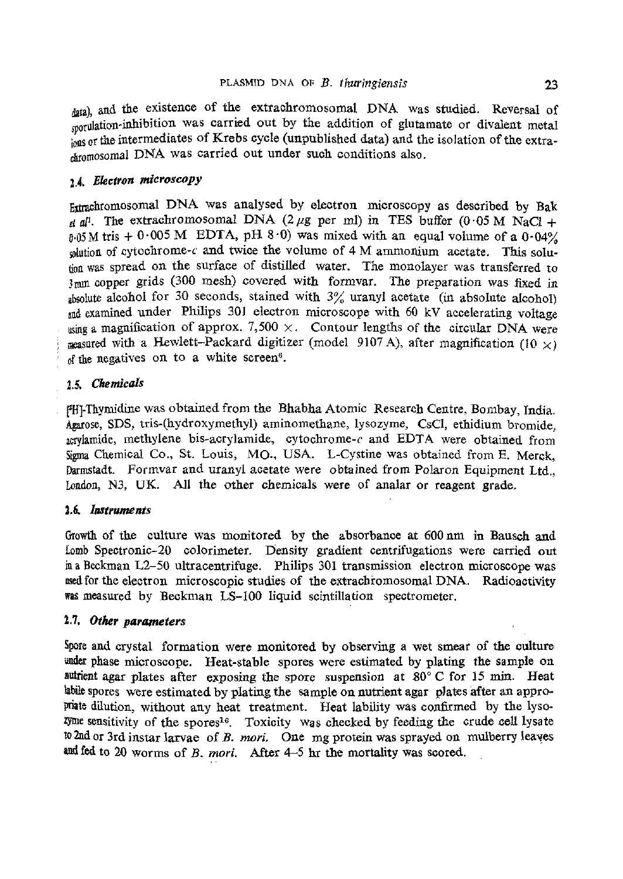data), and the existence of the extrachromosomal DNA was studied. Reversal of sporulation-inhibition was carried out by the addition of glutamate or divalent metal ions or the intermediates of Krebs cycle (unpublished data) and the isolation of the extrachromosomal DNA was carried out under such conditions also.

### 2.4. *Electron microscopy*

Extrachromosomal DNA was analysed by electron microscopy as described by Bak et al[1]. The extrachromosomal DNA (2 μg per ml) in TES buffer (0·05 M NaCl + 0·05 M tris + 0·005 M EDTA, pH 8·0) was mixed with an equal volume of a 0·04% solution of cytochrome-c and twice the volume of 4 M ammonium acetate. This solution was spread on the surface of distilled water. The monolayer was transferred to 3 mm copper grids (300 mesh) covered with formvar. The preparation was fixed in absolute alcohol for 30 seconds, stained with 3% uranyl acetate (in absolute alcohol) and examined under Philips 301 electron microscope with 60 kV accelerating voltage using a magnification of approx. 7,500 ×. Contour lengths of the circular DNA were measured with a Hewlett–Packard digitizer (model 9107 A), after magnification (10 ×) of the negatives on to a white screen[6].

### 2.5. *Chemicals*

[$^3$H]-Thymidine was obtained from the Bhabha Atomic Research Centre, Bombay, India. Agarose, SDS, tris-(hydroxymethyl) aminomethane, lysozyme, CsCl, ethidium bromide, acrylamide, methylene bis-acrylamide, cytochrome-c and EDTA were obtained from Sigma Chemical Co., St. Louis, MO., USA. L-Cystine was obtained from E. Merck, Darmstadt. Formvar and uranyl acetate were obtained from Polaron Equipment Ltd., London, N3, UK. All the other chemicals were of analar or reagent grade.

### 2.6. *Instruments*

Growth of the culture was monitored by the absorbance at 600 nm in Bausch and Lomb Spectronic-20 colorimeter. Density gradient centrifugations were carried out in a Beckman L2–50 ultracentrifuge. Philips 301 transmission electron microscope was used for the electron microscopic studies of the extrachromosomal DNA. Radioactivity was measured by Beckman LS-100 liquid scintillation spectrometer.

### 2.7. *Other parameters*

Spore and crystal formation were monitored by observing a wet smear of the culture under phase microscope. Heat-stable spores were estimated by plating the sample on nutrient agar plates after exposing the spore suspension at 80° C for 15 min. Heat labile spores were estimated by plating the sample on nutrient agar plates after an appropriate dilution, without any heat treatment. Heat lability was confirmed by the lysozyme sensitivity of the spores[16]. Toxicity was checked by feeding the crude cell lysate to 2nd or 3rd instar larvae of *B. mori*. One mg protein was sprayed on mulberry leaves and fed to 20 worms of *B. mori*. After 4–5 hr the mortality was scored.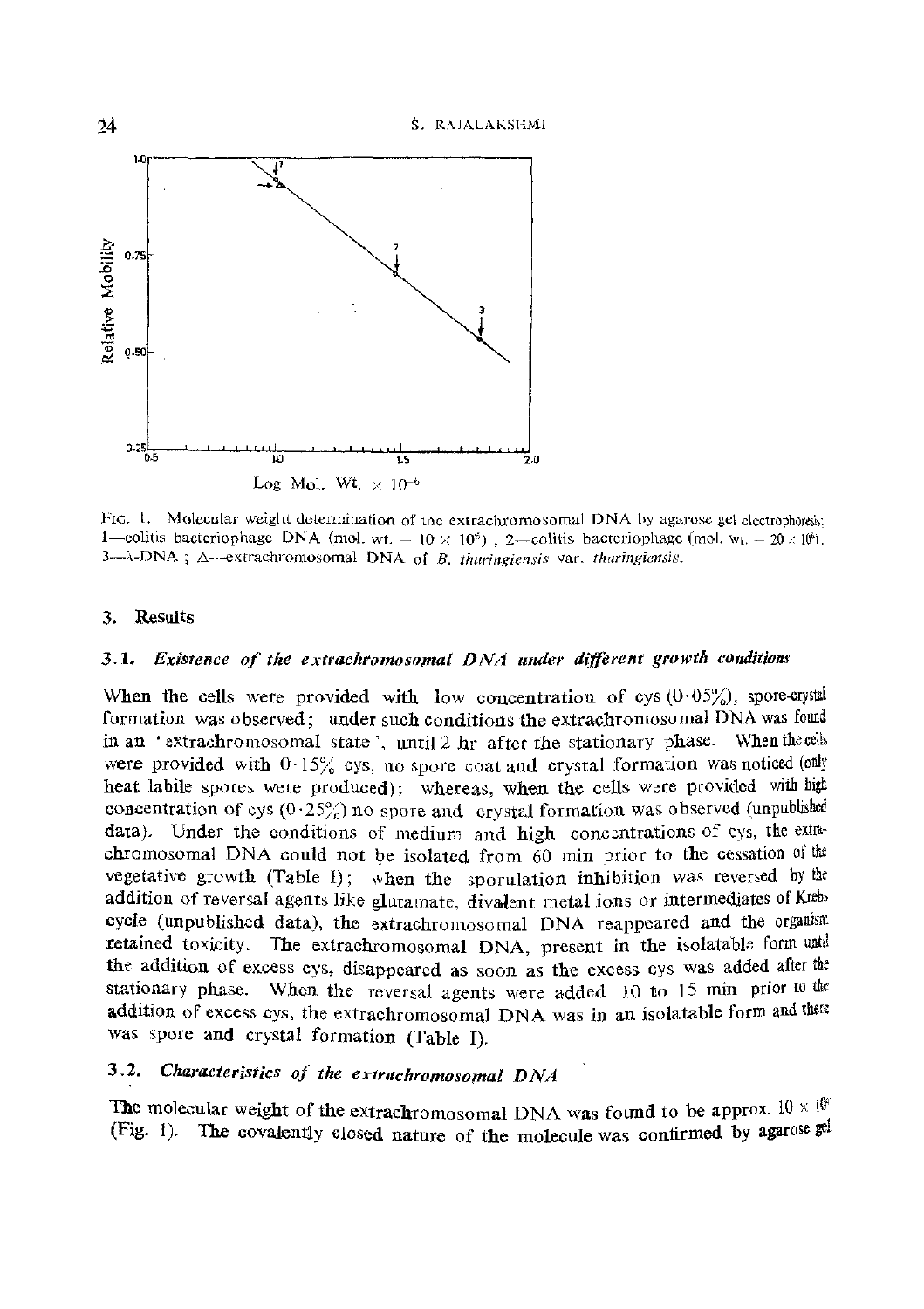Fig. 1. Molecular weight determination of the extrachromosomal DNA by agarose gel electrophoresis: 1—colitis bacteriophage DNA (mol. wt. = $10 \times 10^6$); 2—colitis bacteriophage (mol. wt. = $20 \times 10^6$); 3—λ-DNA; △—extrachromosomal DNA of *B. thuringiensis* var. *thuringiensis*.

## 3. Results

### 3.1. *Existence of the extrachromosomal DNA under different growth conditions*

When the cells were provided with low concentration of cys (0·05%), spore-crystal formation was observed; under such conditions the extrachromosomal DNA was found in an 'extrachromosomal state', until 2 hr after the stationary phase. When the cells were provided with 0·15% cys, no spore coat and crystal formation was noticed (only heat labile spores were produced); whereas, when the cells were provided with high concentration of cys (0·25%) no spore and crystal formation was observed (unpublished data). Under the conditions of medium and high concentrations of cys, the extrachromosomal DNA could not be isolated from 60 min prior to the cessation of the vegetative growth (Table I); when the sporulation inhibition was reversed by the addition of reversal agents like glutamate, divalent metal ions or intermediates of Krebs cycle (unpublished data), the extrachromosomal DNA reappeared and the organism retained toxicity. The extrachromosomal DNA, present in the isolatable form until the addition of excess cys, disappeared as soon as the excess cys was added after the stationary phase. When the reversal agents were added 10 to 15 min prior to the addition of excess cys, the extrachromosomal DNA was in an isolatable form and there was spore and crystal formation (Table I).

### 3.2. *Characteristics of the extrachromosomal DNA*

The molecular weight of the extrachromosomal DNA was found to be approx. $10 \times 10^6$ (Fig. 1). The covalently closed nature of the molecule was confirmed by agarose gel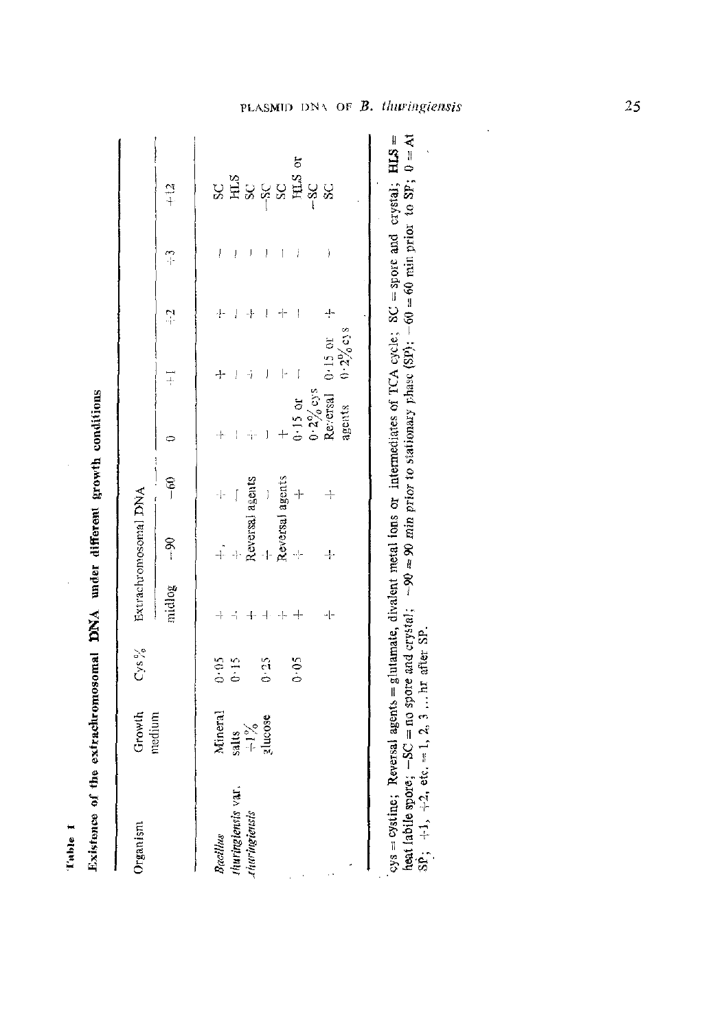**Table 1**

**Existence of the extrachromosomal DNA under different growth conditions**

| Organism | Growth medium | Cys % | Extrachromosomal DNA | | | | | | | |
|---|---|---|---|---|---|---|---|---|---|---|
| | | | midlog | −90 | −60 | 0 | +1 | +2 | +3 | +12 |
| *Bacillus thuringiensis* var. *thuringiensis* | Mineral salts +1% glucose | 0·05 | + | + | + | + | + | + | − | SC |
| | | 0·15 | + | + | − | − | − | − | − | HLS |
| | | | + | Reversal agents | | + | + | + | − | SC |
| | | 0·25 | + | + | − | − | − | − | − | −SC |
| | | | + | Reversal agents | | + | + | + | − | SC |
| | | 0·05 | + | + | + | 0·15 or 0·2% cys | − | − | − | HLS or −SC |
| | | | + | + | + | Reversal agents | 0·15 or 0·2% cys | + | − | SC |

cys = cystine; Reversal agents = glutamate, divalent metal ions or intermediates of TCA cycle; SC = spore and crystal; HLS = heat labile spore; −SC = no spore and crystal; −90 = 90 *min prior* to stationary phase (SP); −60 = 60 min prior to SP; 0 = At SP; +1, +2, etc. = 1, 2, 3 ... hr after SP.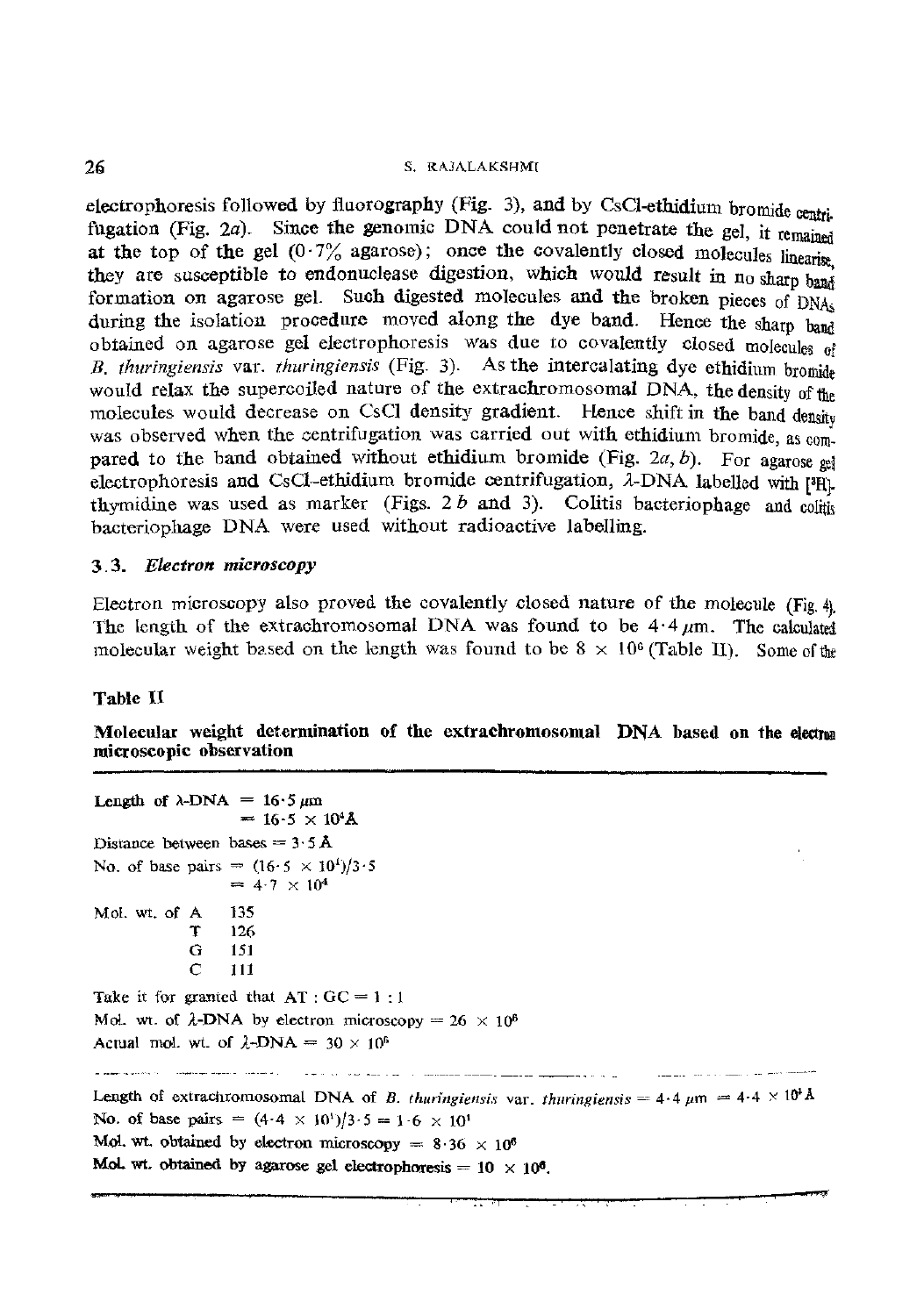electrophoresis followed by fluorography (Fig. 3), and by CsCl-ethidium bromide centrifugation (Fig. 2*a*). Since the genomic DNA could not penetrate the gel, it remained at the top of the gel (0·7% agarose); once the covalently closed molecules linearise, they are susceptible to endonuclease digestion, which would result in no sharp band formation on agarose gel. Such digested molecules and the broken pieces of DNAs during the isolation procedure moved along the dye band. Hence the sharp band obtained on agarose gel electrophoresis was due to covalently closed molecules of *B. thuringiensis* var. *thuringiensis* (Fig. 3). As the intercalating dye ethidium bromide would relax the supercoiled nature of the extrachromosomal DNA, the density of the molecules would decrease on CsCl density gradient. Hence shift in the band density was observed when the centrifugation was carried out with ethidium bromide, as compared to the band obtained without ethidium bromide (Fig. 2*a*, *b*). For agarose gel electrophoresis and CsCl-ethidium bromide centrifugation, λ-DNA labelled with [$^{3}$H]-thymidine was used as marker (Figs. 2 *b* and 3). Colitis bacteriophage and colitis bacteriophage DNA were used without radioactive labelling.

### 3.3. *Electron microscopy*

Electron microscopy also proved the covalently closed nature of the molecule (Fig. 4). The length of the extrachromosomal DNA was found to be 4·4 μm. The calculated molecular weight based on the length was found to be $8 \times 10^6$ (Table II). Some of the

**Table II**

**Molecular weight determination of the extrachromosomal DNA based on the electron microscopic observation**

Length of λ-DNA = 16·5 μm
= $16{\cdot}5 \times 10^4$ Å

Distance between bases = 3·5 Å

No. of base pairs = $(16{\cdot}5 \times 10^4)/3{\cdot}5$
= $4{\cdot}7 \times 10^4$

| Mol. wt. of | |
|---|---|
| A | 135 |
| T | 126 |
| G | 151 |
| C | 111 |

Take it for granted that AT : GC = 1 : 1

Mol. wt. of λ-DNA by electron microscopy = $26 \times 10^6$

Actual mol. wt. of λ-DNA = $30 \times 10^6$

---

Length of extrachromosomal DNA of *B. thuringiensis* var. *thuringiensis* = 4·4 μm = $4{\cdot}4 \times 10^4$ Å

No. of base pairs = $(4{\cdot}4 \times 10^4)/3{\cdot}5 = 1{\cdot}6 \times 10^4$

Mol. wt. obtained by electron microscopy = $8{\cdot}36 \times 10^6$

**Mol. wt. obtained by agarose gel electrophoresis = $10 \times 10^6$.**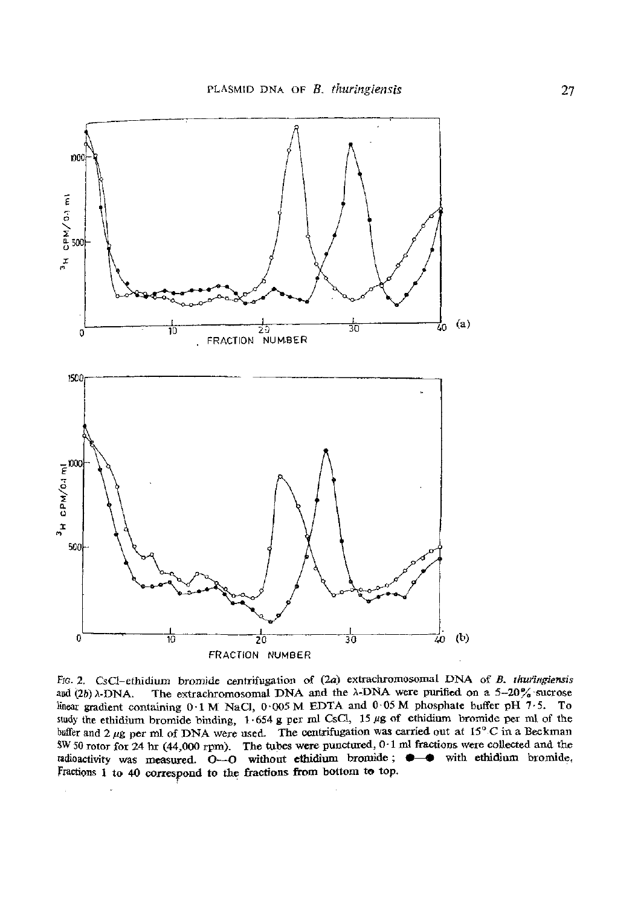Fig. 2. CsCl–ethidium bromide centrifugation of (2*a*) extrachromosomal DNA of *B. thuringiensis* and (2*b*) λ-DNA. The extrachromosomal DNA and the λ-DNA were purified on a 5–20% sucrose linear gradient containing 0·1 M NaCl, 0·005 M EDTA and 0·05 M phosphate buffer pH 7·5. To study the ethidium bromide binding, 1·654 g per ml CsCl, 15 μg of ethidium bromide per ml of the buffer and 2 μg per ml of DNA were used. The centrifugation was carried out at 15° C in a Beckman SW 50 rotor for 24 hr (44,000 rpm). The tubes were punctured, 0·1 ml fractions were collected and the radioactivity was measured. O—O without ethidium bromide; ●—● with ethidium bromide. Fractions 1 to 40 correspond to the fractions from bottom to top.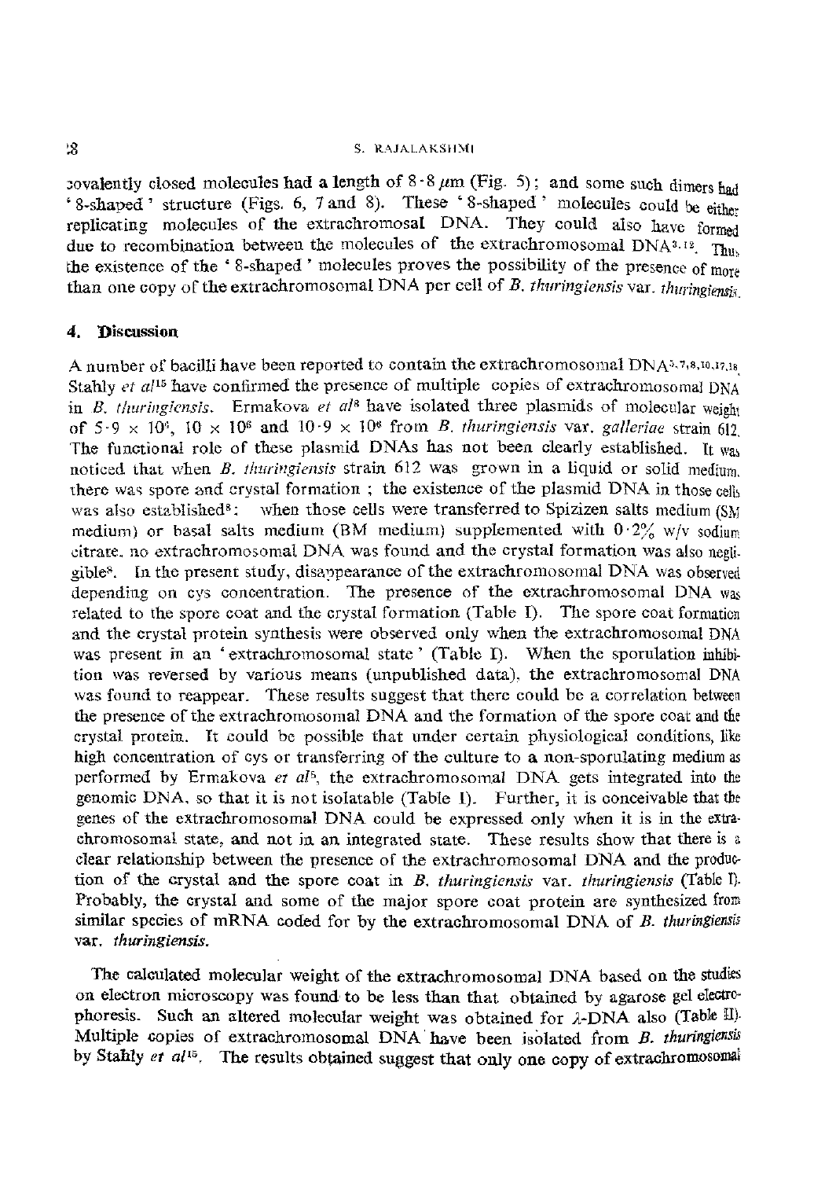covalently closed molecules had a length of $8 \cdot 8\ \mu m$ (Fig. 5); and some such dimers had '8-shaped' structure (Figs. 6, 7 and 8). These '8-shaped' molecules could be either replicating molecules of the extrachromosomal DNA. They could also have formed due to recombination between the molecules of the extrachromosomal DNA[3,12]. Thus, the existence of the '8-shaped' molecules proves the possibility of the presence of more than one copy of the extrachromosomal DNA per cell of *B. thuringiensis* var. *thuringiensis*.

## 4. Discussion

A number of bacilli have been reported to contain the extrachromosomal DNA[5,7,8,10,17,18]. Stahly *et al*[15] have confirmed the presence of multiple copies of extrachromosomal DNA in *B. thuringiensis*. Ermakova *et al*[8] have isolated three plasmids of molecular weight of $5 \cdot 9 \times 10^6$, $10 \times 10^6$ and $10 \cdot 9 \times 10^6$ from *B. thuringiensis* var. *galleriae* strain 612. The functional role of these plasmid DNAs has not been clearly established. It was noticed that when *B. thuringiensis* strain 612 was grown in a liquid or solid medium, there was spore and crystal formation; the existence of the plasmid DNA in those cells was also established[8]: when those cells were transferred to Spizizen salts medium (SM medium) or basal salts medium (BM medium) supplemented with $0 \cdot 2\%$ w/v sodium citrate, no extrachromosomal DNA was found and the crystal formation was also negligible[8]. In the present study, disappearance of the extrachromosomal DNA was observed depending on cys concentration. The presence of the extrachromosomal DNA was related to the spore coat and the crystal formation (Table I). The spore coat formation and the crystal protein synthesis were observed only when the extrachromosomal DNA was present in an 'extrachromosomal state' (Table I). When the sporulation inhibition was reversed by various means (unpublished data), the extrachromosomal DNA was found to reappear. These results suggest that there could be a correlation between the presence of the extrachromosomal DNA and the formation of the spore coat and the crystal protein. It could be possible that under certain physiological conditions, like high concentration of cys or transferring of the culture to a non-sporulating medium as performed by Ermakova *et al*[5], the extrachromosomal DNA gets integrated into the genomic DNA, so that it is not isolatable (Table I). Further, it is conceivable that the genes of the extrachromosomal DNA could be expressed only when it is in the extrachromosomal state, and not in an integrated state. These results show that there is a clear relationship between the presence of the extrachromosomal DNA and the production of the crystal and the spore coat in *B. thuringiensis* var. *thuringiensis* (Table I). Probably, the crystal and some of the major spore coat protein are synthesized from similar species of mRNA coded for by the extrachromosomal DNA of *B. thuringiensis* var. *thuringiensis*.

The calculated molecular weight of the extrachromosomal DNA based on the studies on electron microscopy was found to be less than that obtained by agarose gel electrophoresis. Such an altered molecular weight was obtained for $\lambda$-DNA also (Table II). Multiple copies of extrachromosomal DNA have been isolated from *B. thuringiensis* by Stahly *et al*[15]. The results obtained suggest that only one copy of extrachromosomal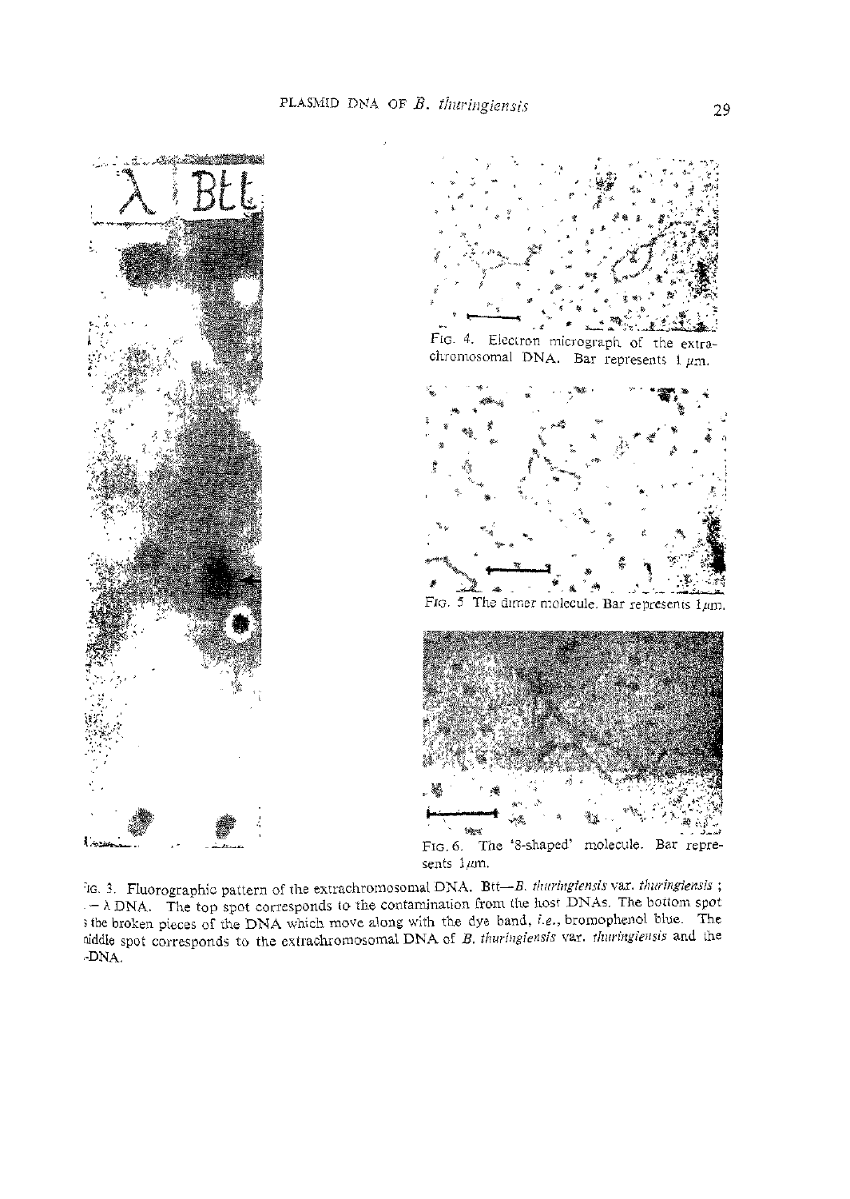Fig. 4. Electron micrograph of the extrachromosomal DNA. Bar represents 1 μm.

Fig. 5 The dimer molecule. Bar represents 1 μm.

Fig. 6. The '8-shaped' molecule. Bar represents 1 μm.

Fig. 3. Fluorographic pattern of the extrachromosomal DNA. Btt—*B. thuringiensis* var. *thuringiensis* ; λ — λ DNA. The top spot corresponds to the contamination from the host DNAs. The bottom spot is the broken pieces of the DNA which move along with the dye band, *i.e.*, bromophenol blue. The middle spot corresponds to the extrachromosomal DNA of *B. thuringiensis* var. *thuringiensis* and the λ-DNA.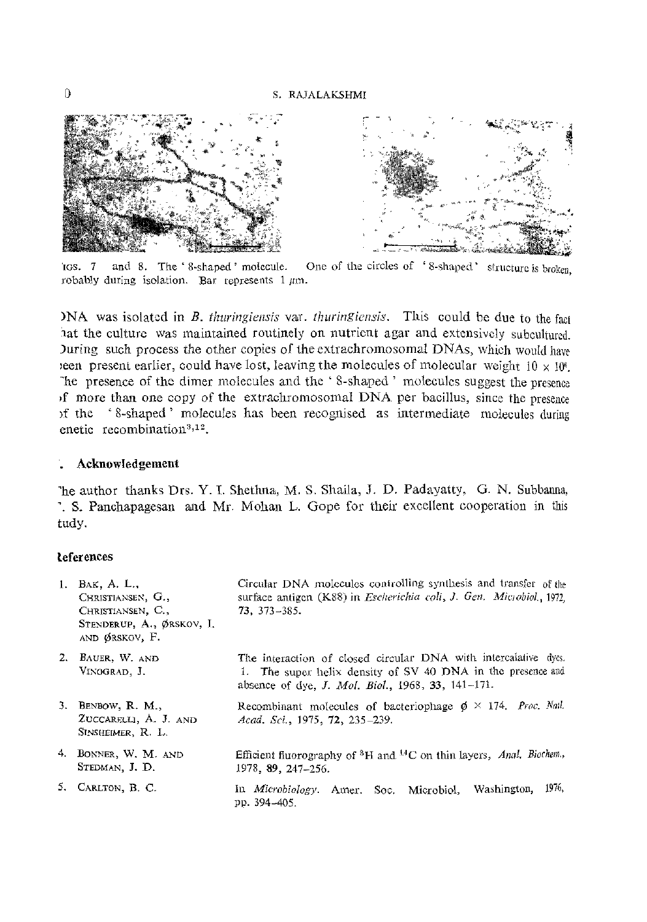FIGS. 7 and 8. The '8-shaped' molecule. One of the circles of '8-shaped' structure is broken, probably during isolation. Bar represents 1 μm.

DNA was isolated in *B. thuringiensis* var. *thuringiensis*. This could be due to the fact that the culture was maintained routinely on nutrient agar and extensively subcultured. During such process the other copies of the extrachromosomal DNAs, which would have been present earlier, could have lost, leaving the molecules of molecular weight $10 \times 10^6$. The presence of the dimer molecules and the '8-shaped' molecules suggest the presence of more than one copy of the extrachromosomal DNA per bacillus, since the presence of the '8-shaped' molecules has been recognised as intermediate molecules during genetic recombination[3,12].

## Acknowledgement

The author thanks Drs. Y. I. Shethna, M. S. Shaila, J. D. Padayatty, G. N. Subbanna, T. S. Panchapagesan and Mr. Mohan L. Gope for their excellent cooperation in this study.

## References

1. BAK, A. L., CHRISTIANSEN, G., CHRISTIANSEN, C., STENDERUP, A., ØRSKOV, I. AND ØRSKOV, F. — Circular DNA molecules controlling synthesis and transfer of the surface antigen (K88) in *Escherichia coli*, *J. Gen. Microbiol.*, 1972, **73**, 373–385.
2. BAUER, W. AND VINOGRAD, J. — The interaction of closed circular DNA with intercalative dyes. 1. The super helix density of SV 40 DNA in the presence and absence of dye, *J. Mol. Biol.*, 1968, **33**, 141–171.
3. BENBOW, R. M., ZUCCARELLI, A. J. AND SINSHEIMER, R. L. — Recombinant molecules of bacteriophage $\phi \times 174$. *Proc. Natl. Acad. Sci.*, 1975, **72**, 235–239.
4. BONNER, W. M. AND STEDMAN, J. D. — Efficient fluorography of $^3H$ and $^{14}C$ on thin layers, *Anal. Biochem.*, 1978, **89**, 247–256.
5. CARLTON, B. C. — In *Microbiology*. Amer. Soc. Microbiol, Washington, 1976, pp. 394–405.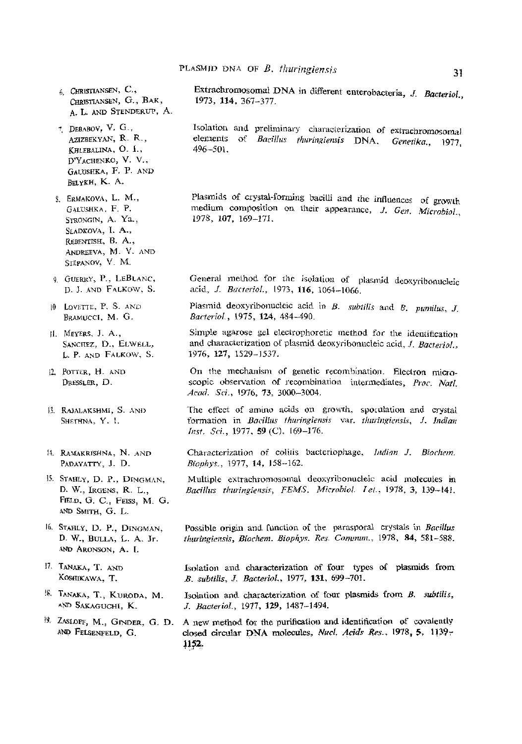6. CHRISTIANSEN, C., CHRISTIANSEN, G., BAK, A. L. AND STENDERUP, A. — Extrachromosomal DNA in different enterobacteria, *J. Bacteriol.*, 1973, **114**, 367–377.

7. DEBABOV, V. G., AZIZBEKYAN, R. R., KHLEBALINA, O. I., D'YACHENKO, V. V., GALUSHKA, F. P. AND BELYKH, K. A. — Isolation and preliminary characterization of extrachromosomal elements of *Bacillus thuringiensis* DNA, *Genetika.*, 1977, 496–501.

8. ERMAKOVA, L. M., GALUSHKA, F. P., STRONGIN, A. Ya., SLADKOVA, I. A., REBENTISH, B. A., ANDREEVA, M. V. AND STEPANOV, V. M. — Plasmids of crystal-forming bacilli and the influences of growth medium composition on their appearance, *J. Gen. Microbiol.*, 1978, **107**, 169–171.

9. GUERRY, P., LEBLANC, D. J. AND FALKOW, S. — General method for the isolation of plasmid deoxyribonucleic acid, *J. Bacteriol.*, 1973, **116**, 1064–1066.

10. LOVETTE, P. S. AND BRAMUCCI, M. G. — Plasmid deoxyribonucleic acid in *B. subtilis* and *B. pumilus*, *J. Bacteriol.*, 1975, **124**, 484–490.

11. MEYERS, J. A., SANCHEZ, D., ELWELL, L. P. AND FALKOW, S. — Simple agarose gel electrophoretic method for the identification and characterization of plasmid deoxyribonucleic acid, *J. Bacteriol.*, 1976, **127**, 1529–1537.

12. POTTER, H. AND DRESSLER, D. — On the mechanism of genetic recombination. Electron microscopic observation of recombination intermediates, *Proc. Natl. Acad. Sci.*, 1976, **73**, 3000–3004.

13. RAJALAKSHMI, S. AND SHETHNA, Y. I. — The effect of amino acids on growth, sporulation and crystal formation in *Bacillus thuringiensis* var. *thuringiensis*, *J. Indian Inst. Sci.*, 1977, **59** (C), 169–176.

14. RAMAKRISHNA, N. AND PADAYATTY, J. D. — Characterization of colitis bacteriophage, *Indian J. Biochem. Biophys.*, 1977, **14**, 158–162.

15. STAHLY, D. P., DINGMAN, D. W., IRGENS, R. L., FIELD, G. C., FEISS, M. G. AND SMITH, G. L. — Multiple extrachromosomal deoxyribonucleic acid molecules in *Bacillus thuringiensis*, *FEMS. Microbiol. Let.*, 1978, **3**, 139–141.

16. STAHLY, D. P., DINGMAN, D. W., BULLA, L. A. Jr. AND ARONSON, A. I. — Possible origin and function of the parasporal crystals in *Bacillus thuringiensis*, *Biochem. Biophys. Res. Commun.*, 1978, **84**, 581–588.

17. TANAKA, T. AND KOSHIKAWA, T. — Isolation and characterization of four types of plasmids from *B. subtilis*, *J. Bacteriol.*, 1977, **131**, 699–701.

18. TANAKA, T., KURODA, M. AND SAKAGUCHI, K. — Isolation and characterization of four plasmids from *B. subtilis*, *J. Bacteriol.*, 1977, **129**, 1487–1494.

19. ZASLOFF, M., GINDER, G. D. AND FELSENFELD, G. — A new method for the purification and identification of covalently closed circular DNA molecules, *Nucl. Acids Res.*, 1978, **5**, 1139–1152.